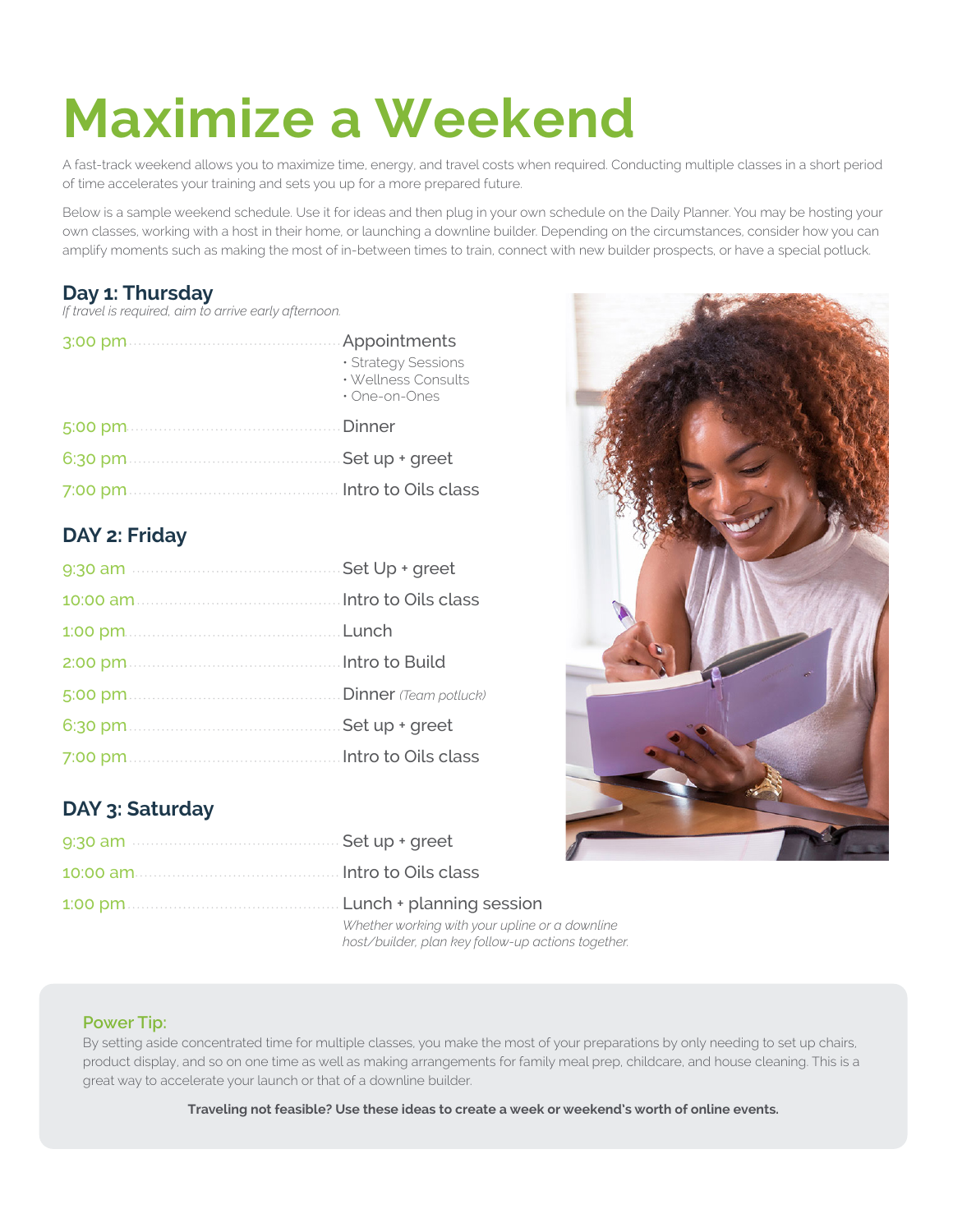# Maximize a Weekend

A fast-track weekend allows you to maximize time, energy, and travel costs when required. Conducting multiple classes in a short period of time accelerates your training and sets you up for a more prepared future.

Below is a sample weekend schedule. Use it for ideas and then plug in your own schedule on the Daily Planner. You may be hosting your own classes, working with a host in their home, or launching a downline builder. Depending on the circumstances, consider how you can amplify moments such as making the most of in-between times to train, connect with new builder prospects, or have a special potluck.

## Day 1: Thursday

*If travel is required, aim to arrive early afternoon.*

3:00 pm ........ Appointments
- Strategy Sessions
- Wellness Consults
- One-on-Ones

5:00 pm ........ Dinner

6:30 pm ........ Set up + greet

7:00 pm ........ Intro to Oils class

## DAY 2: Friday

9:30 am ........ Set Up + greet

10:00 am ........ Intro to Oils class

1:00 pm ........ Lunch

2:00 pm ........ Intro to Build

5:00 pm ........ Dinner *(Team potluck)*

6:30 pm ........ Set up + greet

7:00 pm ........ Intro to Oils class

## DAY 3: Saturday

9:30 am ........ Set up + greet

10:00 am ........ Intro to Oils class

1:00 pm ........ Lunch + planning session

*Whether working with your upline or a downline host/builder, plan key follow-up actions together.*

**Power Tip:**

By setting aside concentrated time for multiple classes, you make the most of your preparations by only needing to set up chairs, product display, and so on one time as well as making arrangements for family meal prep, childcare, and house cleaning. This is a great way to accelerate your launch or that of a downline builder.

**Traveling not feasible? Use these ideas to create a week or weekend's worth of online events.**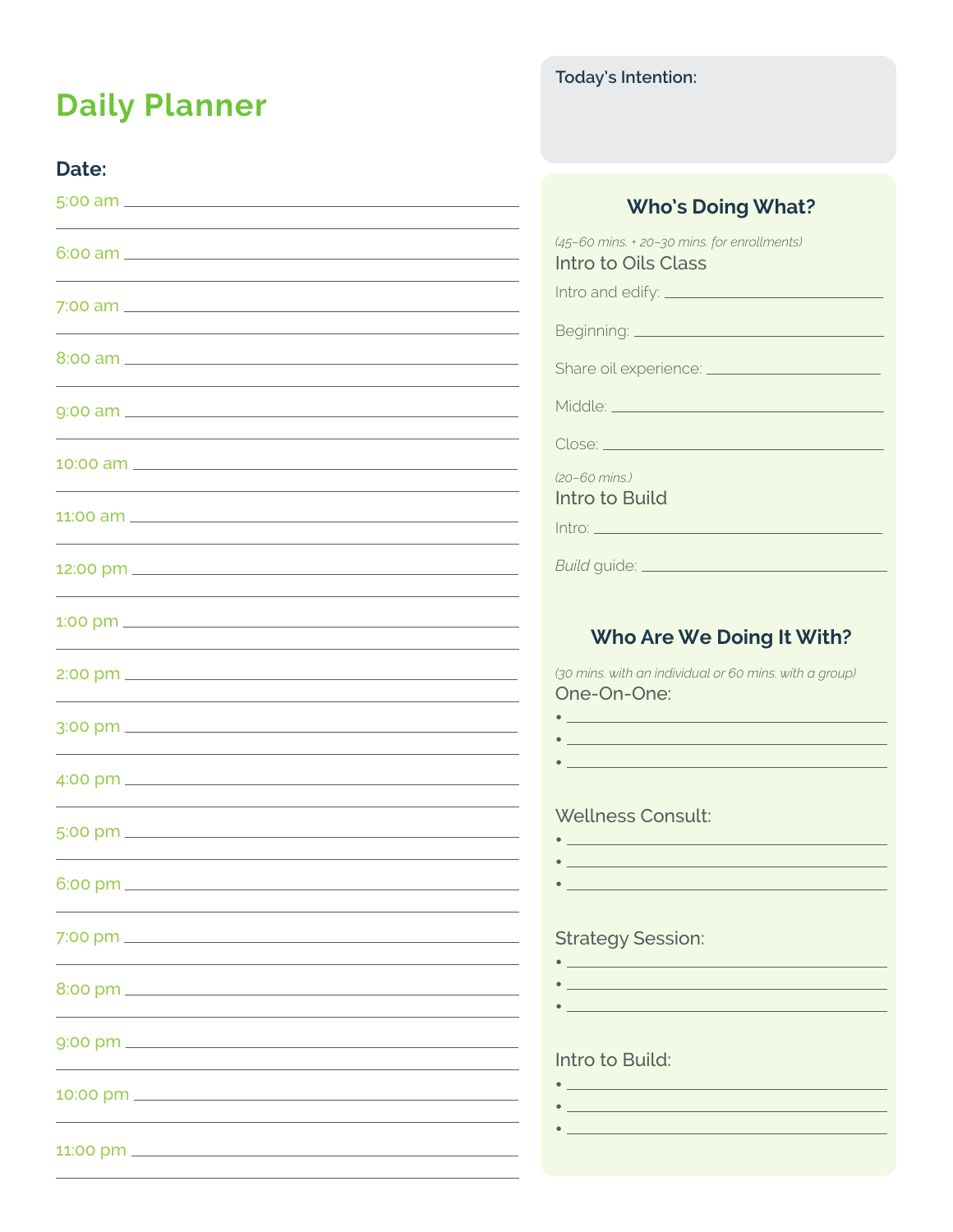# Daily Planner

**Date:**

5:00 am ______

6:00 am ______

7:00 am ______

8:00 am ______

9:00 am ______

10:00 am ______

11:00 am ______

12:00 pm ______

1:00 pm ______

2:00 pm ______

3:00 pm ______

4:00 pm ______

5:00 pm ______

6:00 pm ______

7:00 pm ______

8:00 pm ______

9:00 pm ______

10:00 pm ______

11:00 pm ______

**Today's Intention:**

## Who's Doing What?

*(45–60 mins. + 20–30 mins. for enrollments)*

### Intro to Oils Class

Intro and edify: ______

Beginning: ______

Share oil experience: ______

Middle: ______

Close: ______

*(20–60 mins.)*

### Intro to Build

Intro: ______

*Build* guide: ______

## Who Are We Doing It With?

*(30 mins. with an individual or 60 mins. with a group)*

### One-On-One:

- ______
- ______
- ______

### Wellness Consult:

- ______
- ______
- ______

### Strategy Session:

- ______
- ______
- ______

### Intro to Build:

- ______
- ______
- ______